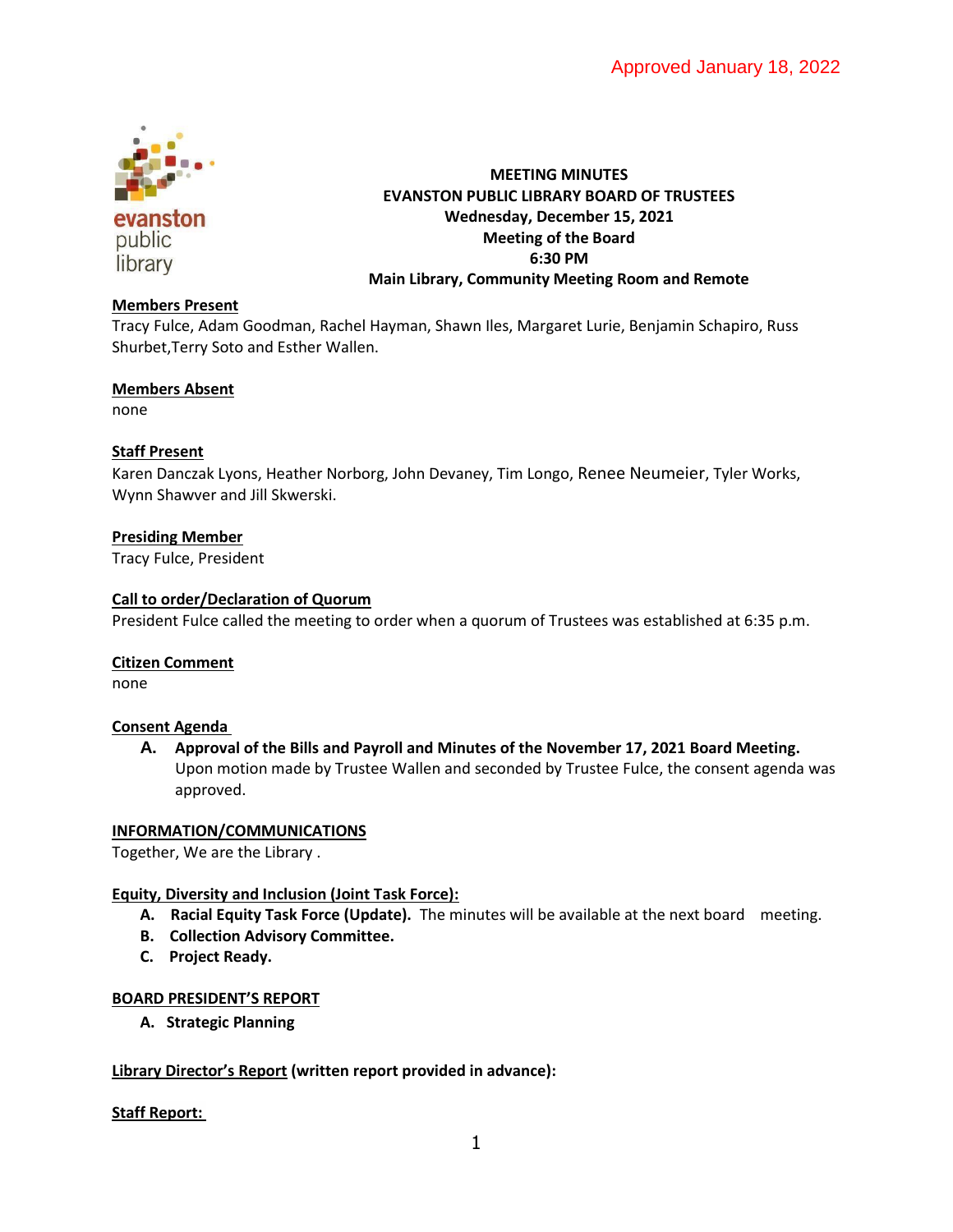Approved January 18, 2022

evanston public library

**MEETING MINUTES**
**EVANSTON PUBLIC LIBRARY BOARD OF TRUSTEES**
**Wednesday, December 15, 2021**
**Meeting of the Board**
**6:30 PM**
**Main Library, Community Meeting Room and Remote**

**Members Present**
Tracy Fulce, Adam Goodman, Rachel Hayman, Shawn Iles, Margaret Lurie, Benjamin Schapiro, Russ Shurbet,Terry Soto and Esther Wallen.

**Members Absent**
none

**Staff Present**
Karen Danczak Lyons, Heather Norborg, John Devaney, Tim Longo, Renee Neumeier, Tyler Works, Wynn Shawver and Jill Skwerski.

**Presiding Member**
Tracy Fulce, President

**Call to order/Declaration of Quorum**
President Fulce called the meeting to order when a quorum of Trustees was established at 6:35 p.m.

**Citizen Comment**
none

**Consent Agenda**

A. **Approval of the Bills and Payroll and Minutes of the November 17, 2021 Board Meeting.** Upon motion made by Trustee Wallen and seconded by Trustee Fulce, the consent agenda was approved.

**INFORMATION/COMMUNICATIONS**
Together, We are the Library .

**Equity, Diversity and Inclusion (Joint Task Force):**

A. **Racial Equity Task Force (Update).** The minutes will be available at the next board meeting.
B. **Collection Advisory Committee.**
C. **Project Ready.**

**BOARD PRESIDENT'S REPORT**

A. **Strategic Planning**

**Library Director's Report** **(written report provided in advance):**

**Staff Report:**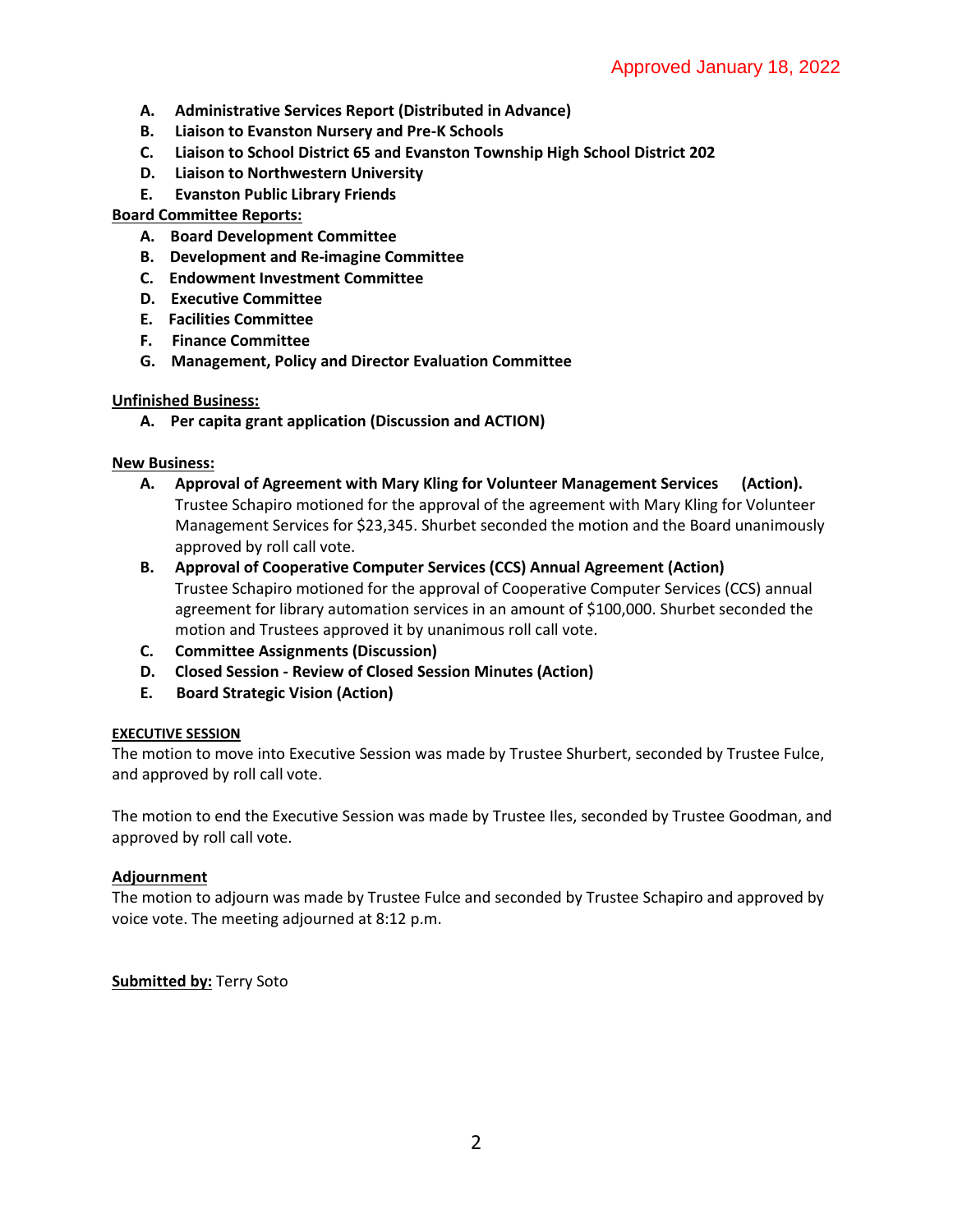Approved January 18, 2022

A. **Administrative Services Report (Distributed in Advance)**
B. **Liaison to Evanston Nursery and Pre-K Schools**
C. **Liaison to School District 65 and Evanston Township High School District 202**
D. **Liaison to Northwestern University**
E. **Evanston Public Library Friends**

**Board Committee Reports:**

A. **Board Development Committee**
B. **Development and Re-imagine Committee**
C. **Endowment Investment Committee**
D. **Executive Committee**
E. **Facilities Committee**
F. **Finance Committee**
G. **Management, Policy and Director Evaluation Committee**

**Unfinished Business:**

A. **Per capita grant application (Discussion and ACTION)**

**New Business:**

A. **Approval of Agreement with Mary Kling for Volunteer Management Services (Action).** Trustee Schapiro motioned for the approval of the agreement with Mary Kling for Volunteer Management Services for $23,345. Shurbet seconded the motion and the Board unanimously approved by roll call vote.
B. **Approval of Cooperative Computer Services (CCS) Annual Agreement (Action)** Trustee Schapiro motioned for the approval of Cooperative Computer Services (CCS) annual agreement for library automation services in an amount of $100,000. Shurbet seconded the motion and Trustees approved it by unanimous roll call vote.
C. **Committee Assignments (Discussion)**
D. **Closed Session - Review of Closed Session Minutes (Action)**
E. **Board Strategic Vision (Action)**

**EXECUTIVE SESSION**

The motion to move into Executive Session was made by Trustee Shurbert, seconded by Trustee Fulce, and approved by roll call vote.

The motion to end the Executive Session was made by Trustee Iles, seconded by Trustee Goodman, and approved by roll call vote.

**Adjournment**

The motion to adjourn was made by Trustee Fulce and seconded by Trustee Schapiro and approved by voice vote. The meeting adjourned at 8:12 p.m.

**Submitted by:** Terry Soto